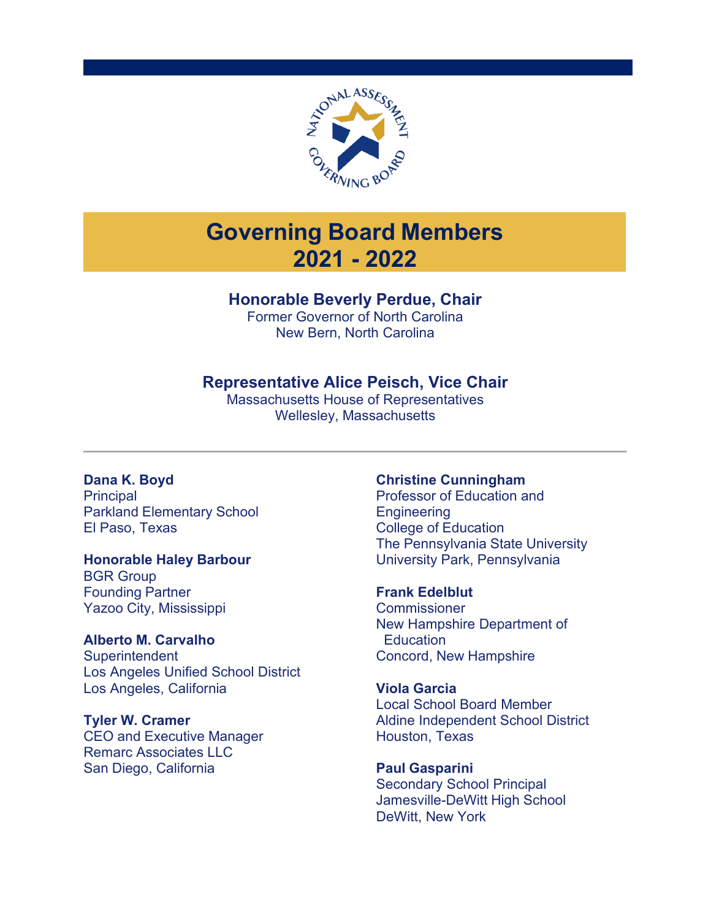# Governing Board Members 2021 - 2022

**Honorable Beverly Perdue, Chair**
Former Governor of North Carolina
New Bern, North Carolina

**Representative Alice Peisch, Vice Chair**
Massachusetts House of Representatives
Wellesley, Massachusetts

---

**Dana K. Boyd**
Principal
Parkland Elementary School
El Paso, Texas

**Honorable Haley Barbour**
BGR Group
Founding Partner
Yazoo City, Mississippi

**Alberto M. Carvalho**
Superintendent
Los Angeles Unified School District
Los Angeles, California

**Tyler W. Cramer**
CEO and Executive Manager
Remarc Associates LLC
San Diego, California

**Christine Cunningham**
Professor of Education and Engineering
College of Education
The Pennsylvania State University
University Park, Pennsylvania

**Frank Edelblut**
Commissioner
New Hampshire Department of Education
Concord, New Hampshire

**Viola Garcia**
Local School Board Member
Aldine Independent School District
Houston, Texas

**Paul Gasparini**
Secondary School Principal
Jamesville-DeWitt High School
DeWitt, New York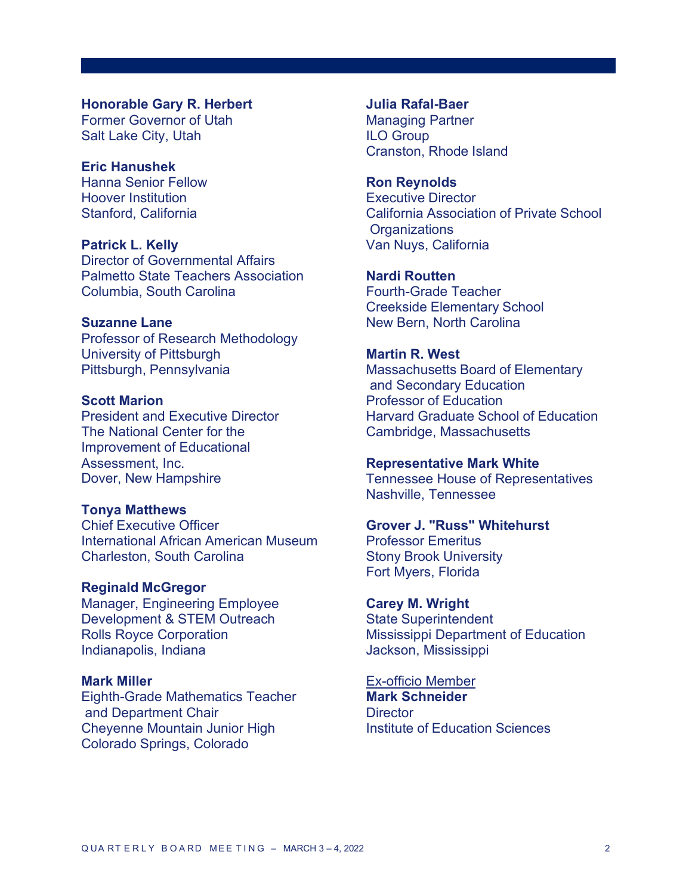**Honorable Gary R. Herbert**
Former Governor of Utah
Salt Lake City, Utah

**Eric Hanushek**
Hanna Senior Fellow
Hoover Institution
Stanford, California

**Patrick L. Kelly**
Director of Governmental Affairs
Palmetto State Teachers Association
Columbia, South Carolina

**Suzanne Lane**
Professor of Research Methodology
University of Pittsburgh
Pittsburgh, Pennsylvania

**Scott Marion**
President and Executive Director
The National Center for the Improvement of Educational Assessment, Inc.
Dover, New Hampshire

**Tonya Matthews**
Chief Executive Officer
International African American Museum
Charleston, South Carolina

**Reginald McGregor**
Manager, Engineering Employee Development & STEM Outreach
Rolls Royce Corporation
Indianapolis, Indiana

**Mark Miller**
Eighth-Grade Mathematics Teacher and Department Chair
Cheyenne Mountain Junior High
Colorado Springs, Colorado

**Julia Rafal-Baer**
Managing Partner
ILO Group
Cranston, Rhode Island

**Ron Reynolds**
Executive Director
California Association of Private School Organizations
Van Nuys, California

**Nardi Routten**
Fourth-Grade Teacher
Creekside Elementary School
New Bern, North Carolina

**Martin R. West**
Massachusetts Board of Elementary and Secondary Education
Professor of Education
Harvard Graduate School of Education
Cambridge, Massachusetts

**Representative Mark White**
Tennessee House of Representatives
Nashville, Tennessee

**Grover J. "Russ" Whitehurst**
Professor Emeritus
Stony Brook University
Fort Myers, Florida

**Carey M. Wright**
State Superintendent
Mississippi Department of Education
Jackson, Mississippi

Ex-officio Member
**Mark Schneider**
Director
Institute of Education Sciences